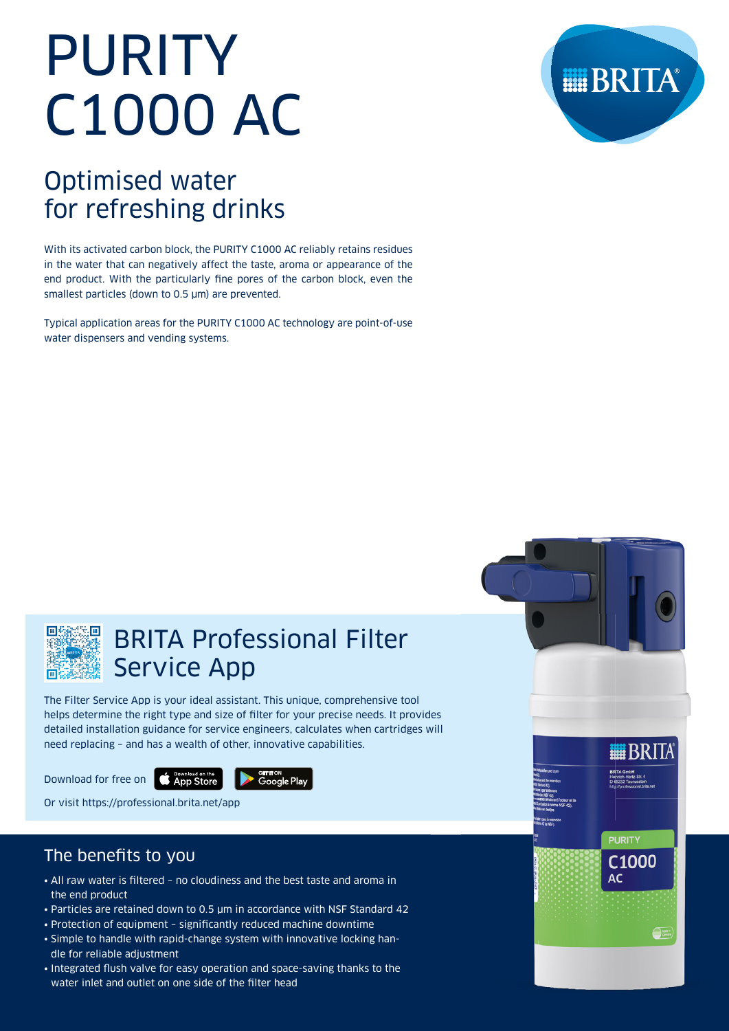# PURITY C1000 AC

## Optimised water for refreshing drinks

With its activated carbon block, the PURITY C1000 AC reliably retains residues in the water that can negatively affect the taste, aroma or appearance of the end product. With the particularly fine pores of the carbon block, even the smallest particles (down to 0.5 µm) are prevented.

Typical application areas for the PURITY C1000 AC technology are point-of-use water dispensers and vending systems.

## BRITA Professional Filter Service App

The Filter Service App is your ideal assistant. This unique, comprehensive tool helps determine the right type and size of filter for your precise needs. It provides detailed installation guidance for service engineers, calculates when cartridges will need replacing – and has a wealth of other, innovative capabilities.

Download for free on App Store Google Play

Or visit https://professional.brita.net/app

## The benefits to you

- All raw water is filtered – no cloudiness and the best taste and aroma in the end product
- Particles are retained down to 0.5 µm in accordance with NSF Standard 42
- Protection of equipment – significantly reduced machine downtime
- Simple to handle with rapid-change system with innovative locking handle for reliable adjustment
- Integrated flush valve for easy operation and space-saving thanks to the water inlet and outlet on one side of the filter head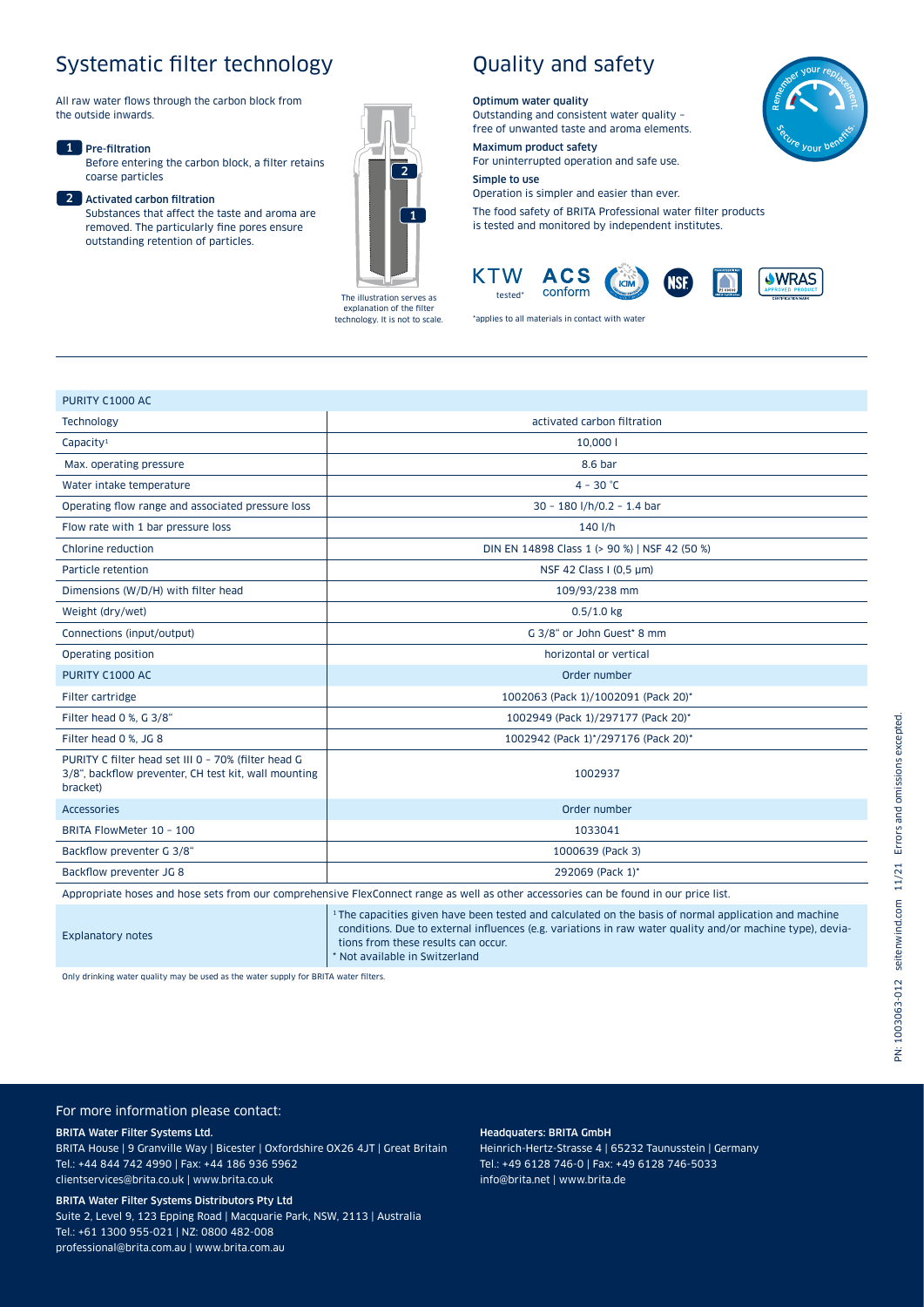## Systematic filter technology

All raw water flows through the carbon block from the outside inwards.

**1 Pre-filtration**
Before entering the carbon block, a filter retains coarse particles

**2 Activated carbon filtration**
Substances that affect the taste and aroma are removed. The particularly fine pores ensure outstanding retention of particles.

The illustration serves as explanation of the filter technology. It is not to scale.

## Quality and safety

**Optimum water quality**
Outstanding and consistent water quality – free of unwanted taste and aroma elements.

**Maximum product safety**
For uninterrupted operation and safe use.

**Simple to use**
Operation is simpler and easier than ever.

The food safety of BRITA Professional water filter products is tested and monitored by independent institutes.

Remember your replacement. Secure your benefits.

KTW tested* ACS conform KIWA NSF WRAS APPROVED PRODUCT

*applies to all materials in contact with water

| PURITY C1000 AC | |
|---|---|
| Technology | activated carbon filtration |
| Capacity[1] | 10,000 l |
| Max. operating pressure | 8.6 bar |
| Water intake temperature | 4 – 30 °C |
| Operating flow range and associated pressure loss | 30 – 180 l/h/0.2 – 1.4 bar |
| Flow rate with 1 bar pressure loss | 140 l/h |
| Chlorine reduction | DIN EN 14898 Class 1 (> 90 %) \| NSF 42 (50 %) |
| Particle retention | NSF 42 Class I (0,5 µm) |
| Dimensions (W/D/H) with filter head | 109/93/238 mm |
| Weight (dry/wet) | 0.5/1.0 kg |
| Connections (input/output) | G 3/8" or John Guest* 8 mm |
| Operating position | horizontal or vertical |
| PURITY C1000 AC | Order number |
| Filter cartridge | 1002063 (Pack 1)/1002091 (Pack 20)* |
| Filter head 0 %, G 3/8" | 1002949 (Pack 1)/297177 (Pack 20)* |
| Filter head 0 %, JG 8 | 1002942 (Pack 1)*/297176 (Pack 20)* |
| PURITY C filter head set III 0 – 70% (filter head G 3/8", backflow preventer, CH test kit, wall mounting bracket) | 1002937 |
| Accessories | Order number |
| BRITA FlowMeter 10 – 100 | 1033041 |
| Backflow preventer G 3/8" | 1000639 (Pack 3) |
| Backflow preventer JG 8 | 292069 (Pack 1)* |

Appropriate hoses and hose sets from our comprehensive FlexConnect range as well as other accessories can be found in our price list.

| | |
|---|---|
| Explanatory notes | [1] The capacities given have been tested and calculated on the basis of normal application and machine conditions. Due to external influences (e.g. variations in raw water quality and/or machine type), deviations from these results can occur.<br>* Not available in Switzerland |

Only drinking water quality may be used as the water supply for BRITA water filters.

PN: 1003063-012 seitenwind.com 11/21 Errors and omissions excepted.

### For more information please contact:

**BRITA Water Filter Systems Ltd.**
BRITA House | 9 Granville Way | Bicester | Oxfordshire OX26 4JT | Great Britain
Tel.: +44 844 742 4990 | Fax: +44 186 936 5962
clientservices@brita.co.uk | www.brita.co.uk

**BRITA Water Filter Systems Distributors Pty Ltd**
Suite 2, Level 9, 123 Epping Road | Macquarie Park, NSW, 2113 | Australia
Tel.: +61 1300 955-021 | NZ: 0800 482-008
professional@brita.com.au | www.brita.com.au

**Headquaters: BRITA GmbH**
Heinrich-Hertz-Strasse 4 | 65232 Taunusstein | Germany
Tel.: +49 6128 746-0 | Fax: +49 6128 746-5033
info@brita.net | www.brita.de